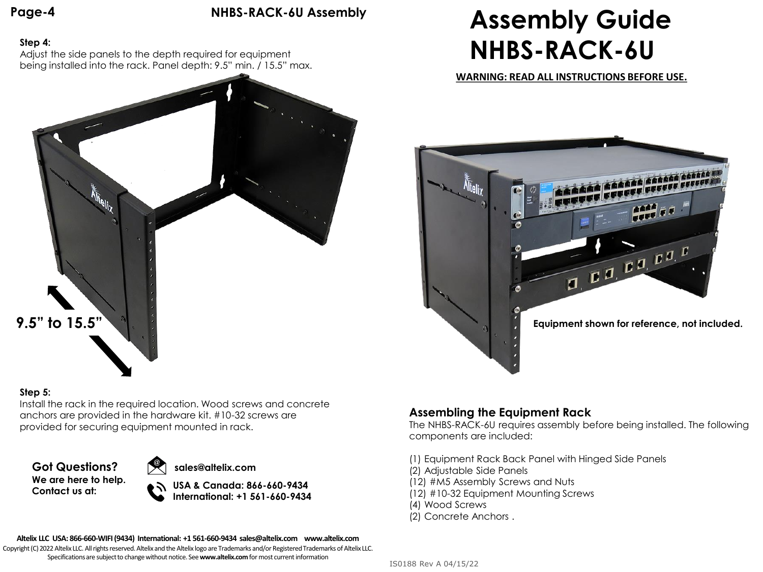## Step 4:

Adjust the side panels to the depth required for equipment being installed into the rack. Panel depth: 9.5" min. / 15.5" max.

9.5" to 15.5"

## Step 5:

Install the rack in the required location. Wood screws and concrete anchors are provided in the hardware kit. #10-32 screws are provided for securing equipment mounted in rack.

**Got Questions?**
**We are here to help.**
**Contact us at:**

**sales@altelix.com**

**USA & Canada: 866-660-9434**
**International: +1 561-660-9434**

**Altelix LLC USA: 866-660-WIFI (9434) International: +1 561-660-9434 sales@altelix.com www.altelix.com**
Copyright (C) 2022 Altelix LLC. All rights reserved. Altelix and the Altelix logo are Trademarks and/or Registered Trademarks of Altelix LLC.
Specifications are subject to change without notice. See **www.altelix.com** for most current information

# Assembly Guide NHBS-RACK-6U

**WARNING: READ ALL INSTRUCTIONS BEFORE USE.**

**Equipment shown for reference, not included.**

## Assembling the Equipment Rack

The NHBS-RACK-6U requires assembly before being installed. The following components are included:

(1) Equipment Rack Back Panel with Hinged Side Panels
(2) Adjustable Side Panels
(12) #M5 Assembly Screws and Nuts
(12) #10-32 Equipment Mounting Screws
(4) Wood Screws
(2) Concrete Anchors .

IS0188 Rev A 04/15/22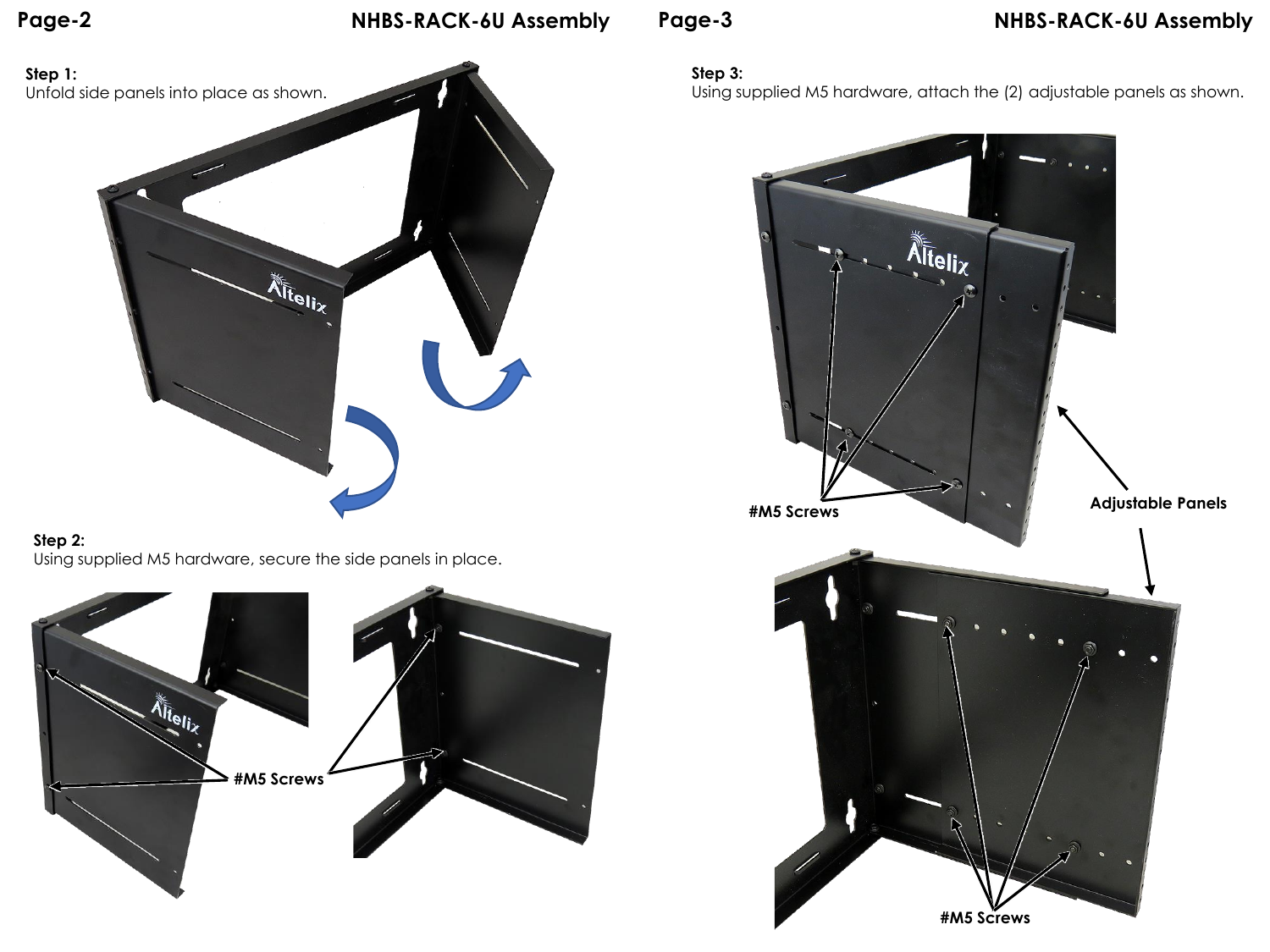## Step 1:

Unfold side panels into place as shown.

## Step 2:

Using supplied M5 hardware, secure the side panels in place.

#M5 Screws

#M5 Screws

## Step 3:

Using supplied M5 hardware, attach the (2) adjustable panels as shown.

#M5 Screws

Adjustable Panels

#M5 Screws